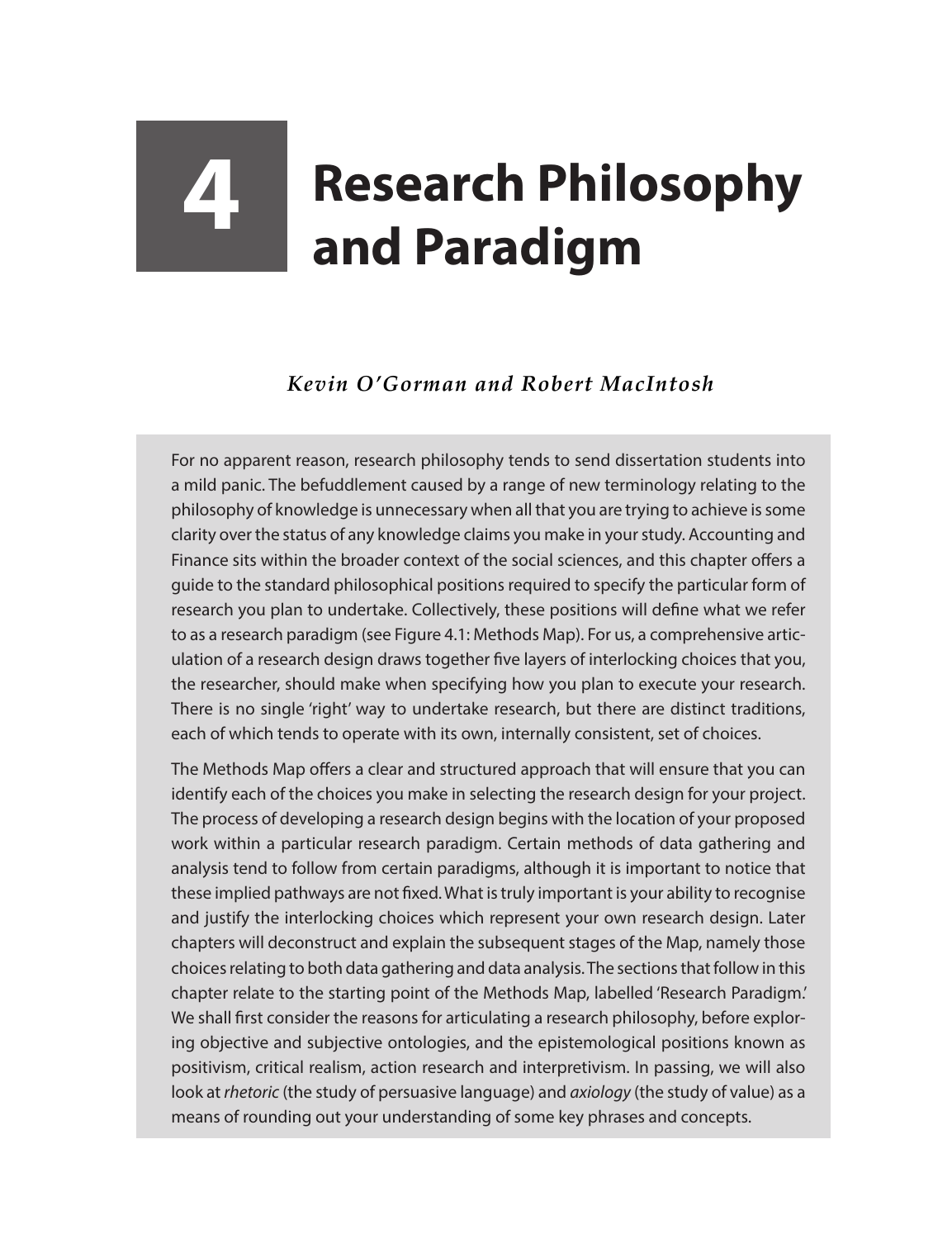# 4 Research Philosophy and Paradigm

*Kevin O'Gorman and Robert MacIntosh*

For no apparent reason, research philosophy tends to send dissertation students into a mild panic. The befuddlement caused by a range of new terminology relating to the philosophy of knowledge is unnecessary when all that you are trying to achieve is some clarity over the status of any knowledge claims you make in your study. Accounting and Finance sits within the broader context of the social sciences, and this chapter offers a guide to the standard philosophical positions required to specify the particular form of research you plan to undertake. Collectively, these positions will define what we refer to as a research paradigm (see Figure 4.1: Methods Map). For us, a comprehensive articulation of a research design draws together five layers of interlocking choices that you, the researcher, should make when specifying how you plan to execute your research. There is no single 'right' way to undertake research, but there are distinct traditions, each of which tends to operate with its own, internally consistent, set of choices.

The Methods Map offers a clear and structured approach that will ensure that you can identify each of the choices you make in selecting the research design for your project. The process of developing a research design begins with the location of your proposed work within a particular research paradigm. Certain methods of data gathering and analysis tend to follow from certain paradigms, although it is important to notice that these implied pathways are not fixed. What is truly important is your ability to recognise and justify the interlocking choices which represent your own research design. Later chapters will deconstruct and explain the subsequent stages of the Map, namely those choices relating to both data gathering and data analysis. The sections that follow in this chapter relate to the starting point of the Methods Map, labelled 'Research Paradigm.' We shall first consider the reasons for articulating a research philosophy, before exploring objective and subjective ontologies, and the epistemological positions known as positivism, critical realism, action research and interpretivism. In passing, we will also look at *rhetoric* (the study of persuasive language) and *axiology* (the study of value) as a means of rounding out your understanding of some key phrases and concepts.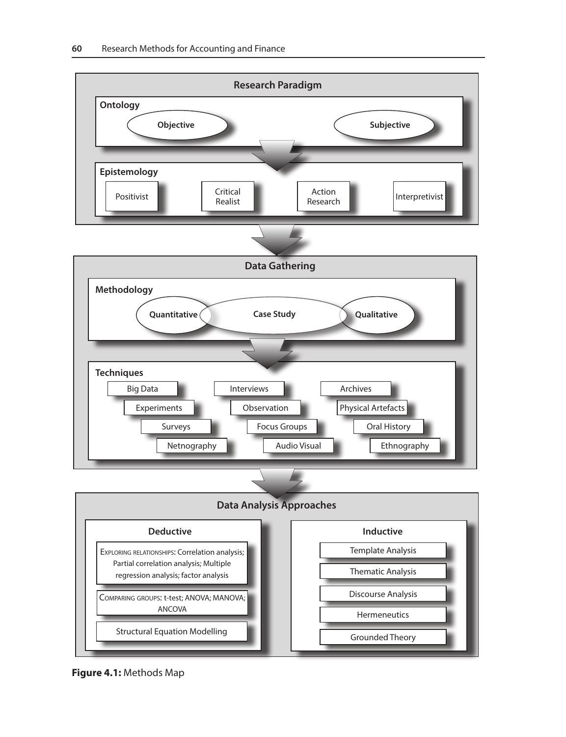## Research Paradigm

**Ontology**

- **Objective**
- **Subjective**

**Epistemology**

- Positivist
- Critical Realist
- Action Research
- Interpretivist

## Data Gathering

**Methodology**

- **Quantitative**
- **Case Study**
- **Qualitative**

**Techniques**

- Big Data
- Experiments
- Surveys
- Netnography
- Interviews
- Observation
- Focus Groups
- Audio Visual
- Archives
- Physical Artefacts
- Oral History
- Ethnography

## Data Analysis Approaches

**Deductive**

- Exploring relationships: Correlation analysis; Partial correlation analysis; Multiple regression analysis; factor analysis
- Comparing groups: t-test; ANOVA; MANOVA; ANCOVA
- Structural Equation Modelling

**Inductive**

- Template Analysis
- Thematic Analysis
- Discourse Analysis
- Hermeneutics
- Grounded Theory

**Figure 4.1:** Methods Map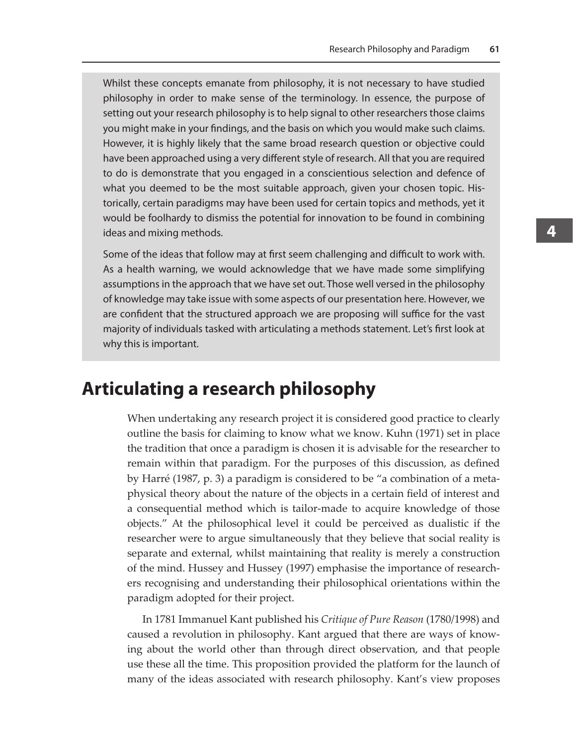Whilst these concepts emanate from philosophy, it is not necessary to have studied philosophy in order to make sense of the terminology. In essence, the purpose of setting out your research philosophy is to help signal to other researchers those claims you might make in your findings, and the basis on which you would make such claims. However, it is highly likely that the same broad research question or objective could have been approached using a very different style of research. All that you are required to do is demonstrate that you engaged in a conscientious selection and defence of what you deemed to be the most suitable approach, given your chosen topic. Historically, certain paradigms may have been used for certain topics and methods, yet it would be foolhardy to dismiss the potential for innovation to be found in combining ideas and mixing methods.

Some of the ideas that follow may at first seem challenging and difficult to work with. As a health warning, we would acknowledge that we have made some simplifying assumptions in the approach that we have set out. Those well versed in the philosophy of knowledge may take issue with some aspects of our presentation here. However, we are confident that the structured approach we are proposing will suffice for the vast majority of individuals tasked with articulating a methods statement. Let's first look at why this is important.

## Articulating a research philosophy

When undertaking any research project it is considered good practice to clearly outline the basis for claiming to know what we know. Kuhn (1971) set in place the tradition that once a paradigm is chosen it is advisable for the researcher to remain within that paradigm. For the purposes of this discussion, as defined by Harré (1987, p. 3) a paradigm is considered to be "a combination of a metaphysical theory about the nature of the objects in a certain field of interest and a consequential method which is tailor-made to acquire knowledge of those objects." At the philosophical level it could be perceived as dualistic if the researcher were to argue simultaneously that they believe that social reality is separate and external, whilst maintaining that reality is merely a construction of the mind. Hussey and Hussey (1997) emphasise the importance of researchers recognising and understanding their philosophical orientations within the paradigm adopted for their project.

In 1781 Immanuel Kant published his *Critique of Pure Reason* (1780/1998) and caused a revolution in philosophy. Kant argued that there are ways of knowing about the world other than through direct observation, and that people use these all the time. This proposition provided the platform for the launch of many of the ideas associated with research philosophy. Kant's view proposes